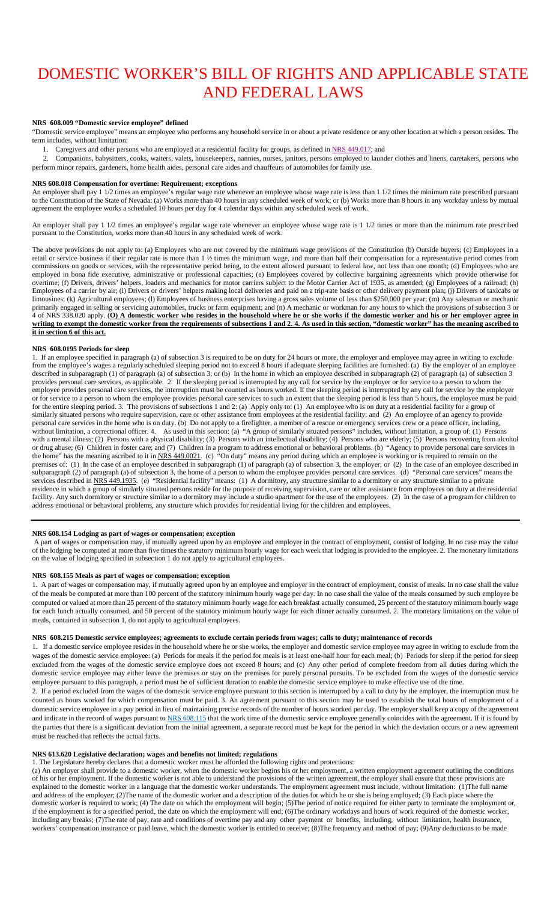# DOMESTIC WORKER'S BILL OF RIGHTS AND APPLICABLE STATE AND FEDERAL LAWS

**NRS 608.009 "Domestic service employee" defined**

"Domestic service employee" means an employee who performs any household service in or about a private residence or any other location at which a person resides. The term includes, without limitation:

1. Caregivers and other persons who are employed at a residential facility for groups, as defined in NRS 449.017; and
2. Companions, babysitters, cooks, waiters, valets, housekeepers, nannies, nurses, janitors, persons employed to launder clothes and linens, caretakers, persons who perform minor repairs, gardeners, home health aides, personal care aides and chauffeurs of automobiles for family use.

**NRS 608.018 Compensation for overtime: Requirement; exceptions**

An employer shall pay 1 1/2 times an employee's regular wage rate whenever an employee whose wage rate is less than 1 1/2 times the minimum rate prescribed pursuant to the Constitution of the State of Nevada: (a) Works more than 40 hours in any scheduled week of work; or (b) Works more than 8 hours in any workday unless by mutual agreement the employee works a scheduled 10 hours per day for 4 calendar days within any scheduled week of work.

An employer shall pay 1 1/2 times an employee's regular wage rate whenever an employee whose wage rate is 1 1/2 times or more than the minimum rate prescribed pursuant to the Constitution, works more than 40 hours in any scheduled week of work.

The above provisions do not apply to: (a) Employees who are not covered by the minimum wage provisions of the Constitution (b) Outside buyers; (c) Employees in a retail or service business if their regular rate is more than 1 ½ times the minimum wage, and more than half their compensation for a representative period comes from commissions on goods or services, with the representative period being, to the extent allowed pursuant to federal law, not less than one month; (d) Employees who are employed in bona fide executive, administrative or professional capacities; (e) Employees covered by collective bargaining agreements which provide otherwise for overtime; (f) Drivers, drivers' helpers, loaders and mechanics for motor carriers subject to the Motor Carrier Act of 1935, as amended; (g) Employees of a railroad; (h) Employees of a carrier by air; (i) Drivers or drivers' helpers making local deliveries and paid on a trip-rate basis or other delivery payment plan; (j) Drivers of taxicabs or limousines; (k) Agricultural employees; (l) Employees of business enterprises having a gross sales volume of less than $250,000 per year; (m) Any salesman or mechanic primarily engaged in selling or servicing automobiles, trucks or farm equipment; and (n) A mechanic or workman for any hours to which the provisions of subsection 3 or 4 of NRS 338.020 apply. (**O) A domestic worker who resides in the household where he or she works if the domestic worker and his or her employer agree in writing to exempt the domestic worker from the requirements of subsections 1 and 2. 4. As used in this section, "domestic worker" has the meaning ascribed to it in section 6 of this act.**

**NRS 608.0195 Periods for sleep**

1. If an employee specified in paragraph (a) of subsection 3 is required to be on duty for 24 hours or more, the employer and employee may agree in writing to exclude from the employee's wages a regularly scheduled sleeping period not to exceed 8 hours if adequate sleeping facilities are furnished: (a) By the employer of an employee described in subparagraph (1) of paragraph (a) of subsection 3; or (b) In the home in which an employee described in subparagraph (2) of paragraph (a) of subsection 3 provides personal care services, as applicable. 2. If the sleeping period is interrupted by any call for service by the employer or for service to a person to whom the employee provides personal care services, the interruption must be counted as hours worked. If the sleeping period is interrupted by any call for service by the employer or for service to a person to whom the employee provides personal care services to such an extent that the sleeping period is less than 5 hours, the employee must be paid for the entire sleeping period. 3. The provisions of subsections 1 and 2: (a) Apply only to: (1) An employee who is on duty at a residential facility for a group of similarly situated persons who require supervision, care or other assistance from employees at the residential facility; and (2) An employee of an agency to provide personal care services in the home who is on duty. (b) Do not apply to a firefighter, a member of a rescue or emergency services crew or a peace officer, including, without limitation, a correctional officer. 4. As used in this section: (a) "A group of similarly situated persons" includes, without limitation, a group of: (1) Persons with a mental illness; (2) Persons with a physical disability; (3) Persons with an intellectual disability; (4) Persons who are elderly; (5) Persons recovering from alcohol or drug abuse; (6) Children in foster care; and (7) Children in a program to address emotional or behavioral problems. (b) "Agency to provide personal care services in the home" has the meaning ascribed to it in NRS 449.0021. (c) "On duty" means any period during which an employee is working or is required to remain on the premises of: (1) In the case of an employee described in subparagraph (1) of paragraph (a) of subsection 3, the employer; or (2) In the case of an employee described in subparagraph (2) of paragraph (a) of subsection 3, the home of a person to whom the employee provides personal care services. (d) "Personal care services" means the services described in NRS 449.1935. (e) "Residential facility" means: (1) A dormitory, any structure similar to a dormitory or any structure similar to a private residence in which a group of similarly situated persons reside for the purpose of receiving supervision, care or other assistance from employees on duty at the residential facility. Any such dormitory or structure similar to a dormitory may include a studio apartment for the use of the employees. (2) In the case of a program for children to address emotional or behavioral problems, any structure which provides for residential living for the children and employees.

---

**NRS 608.154 Lodging as part of wages or compensation; exception**

A part of wages or compensation may, if mutually agreed upon by an employee and employer in the contract of employment, consist of lodging. In no case may the value of the lodging be computed at more than five times the statutory minimum hourly wage for each week that lodging is provided to the employee. 2. The monetary limitations on the value of lodging specified in subsection 1 do not apply to agricultural employees.

**NRS 608.155 Meals as part of wages or compensation; exception**

1. A part of wages or compensation may, if mutually agreed upon by an employee and employer in the contract of employment, consist of meals. In no case shall the value of the meals be computed at more than 100 percent of the statutory minimum hourly wage per day. In no case shall the value of the meals consumed by such employee be computed or valued at more than 25 percent of the statutory minimum hourly wage for each breakfast actually consumed, 25 percent of the statutory minimum hourly wage for each lunch actually consumed, and 50 percent of the statutory minimum hourly wage for each dinner actually consumed. 2. The monetary limitations on the value of meals, contained in subsection 1, do not apply to agricultural employees.

**NRS 608.215 Domestic service employees; agreements to exclude certain periods from wages; calls to duty; maintenance of records**

1. If a domestic service employee resides in the household where he or she works, the employer and domestic service employee may agree in writing to exclude from the wages of the domestic service employee: (a) Periods for meals if the period for meals is at least one-half hour for each meal; (b) Periods for sleep if the period for sleep excluded from the wages of the domestic service employee does not exceed 8 hours; and (c) Any other period of complete freedom from all duties during which the domestic service employee may either leave the premises or stay on the premises for purely personal pursuits. To be excluded from the wages of the domestic service employee pursuant to this paragraph, a period must be of sufficient duration to enable the domestic service employee to make effective use of the time.
2. If a period excluded from the wages of the domestic service employee pursuant to this section is interrupted by a call to duty by the employer, the interruption must be counted as hours worked for which compensation must be paid. 3. An agreement pursuant to this section may be used to establish the total hours of employment of a domestic service employee in a pay period in lieu of maintaining precise records of the number of hours worked per day. The employer shall keep a copy of the agreement and indicate in the record of wages pursuant to NRS 608.115 that the work time of the domestic service employee generally coincides with the agreement. If it is found by the parties that there is a significant deviation from the initial agreement, a separate record must be kept for the period in which the deviation occurs or a new agreement must be reached that reflects the actual facts.

**NRS 613.620 Legislative declaration; wages and benefits not limited; regulations**

1. The Legislature hereby declares that a domestic worker must be afforded the following rights and protections:
(a) An employer shall provide to a domestic worker, when the domestic worker begins his or her employment, a written employment agreement outlining the conditions of his or her employment. If the domestic worker is not able to understand the provisions of the written agreement, the employer shall ensure that those provisions are explained to the domestic worker in a language that the domestic worker understands. The employment agreement must include, without limitation: (1)The full name and address of the employer; (2)The name of the domestic worker and a description of the duties for which he or she is being employed; (3) Each place where the domestic worker is required to work; (4) The date on which the employment will begin; (5)The period of notice required for either party to terminate the employment or, if the employment is for a specified period, the date on which the employment will end; (6)The ordinary workdays and hours of work required of the domestic worker, including any breaks; (7)The rate of pay, rate and conditions of overtime pay and any other payment or benefits, including, without limitation, health insurance, workers' compensation insurance or paid leave, which the domestic worker is entitled to receive; (8)The frequency and method of pay; (9)Any deductions to be made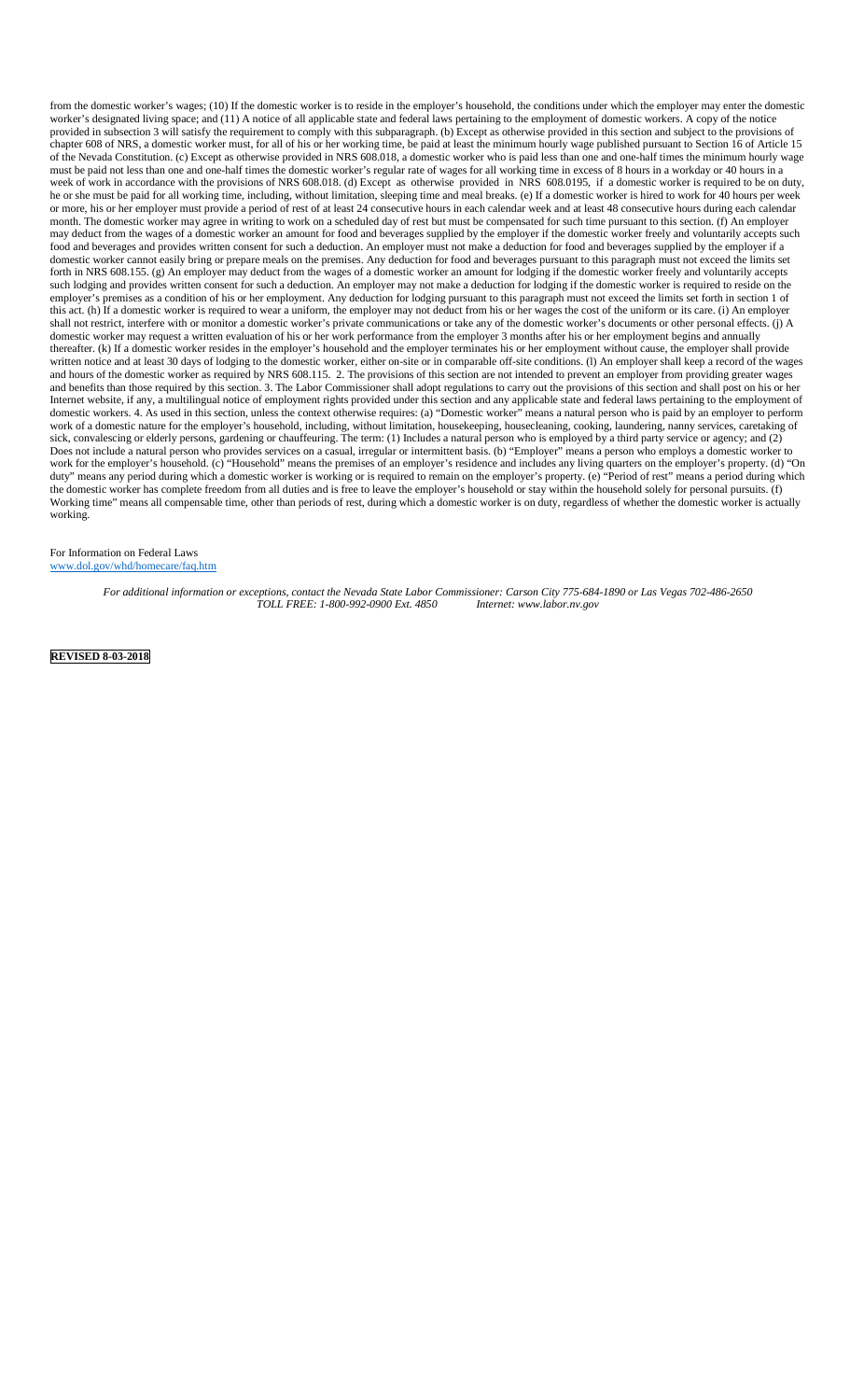from the domestic worker's wages; (10) If the domestic worker is to reside in the employer's household, the conditions under which the employer may enter the domestic worker's designated living space; and (11) A notice of all applicable state and federal laws pertaining to the employment of domestic workers. A copy of the notice provided in subsection 3 will satisfy the requirement to comply with this subparagraph. (b) Except as otherwise provided in this section and subject to the provisions of chapter 608 of NRS, a domestic worker must, for all of his or her working time, be paid at least the minimum hourly wage published pursuant to Section 16 of Article 15 of the Nevada Constitution. (c) Except as otherwise provided in NRS 608.018, a domestic worker who is paid less than one and one-half times the minimum hourly wage must be paid not less than one and one-half times the domestic worker's regular rate of wages for all working time in excess of 8 hours in a workday or 40 hours in a week of work in accordance with the provisions of NRS 608.018. (d) Except as otherwise provided in NRS 608.0195, if a domestic worker is required to be on duty, he or she must be paid for all working time, including, without limitation, sleeping time and meal breaks. (e) If a domestic worker is hired to work for 40 hours per week or more, his or her employer must provide a period of rest of at least 24 consecutive hours in each calendar week and at least 48 consecutive hours during each calendar month. The domestic worker may agree in writing to work on a scheduled day of rest but must be compensated for such time pursuant to this section. (f) An employer may deduct from the wages of a domestic worker an amount for food and beverages supplied by the employer if the domestic worker freely and voluntarily accepts such food and beverages and provides written consent for such a deduction. An employer must not make a deduction for food and beverages supplied by the employer if a domestic worker cannot easily bring or prepare meals on the premises. Any deduction for food and beverages pursuant to this paragraph must not exceed the limits set forth in NRS 608.155. (g) An employer may deduct from the wages of a domestic worker an amount for lodging if the domestic worker freely and voluntarily accepts such lodging and provides written consent for such a deduction. An employer may not make a deduction for lodging if the domestic worker is required to reside on the employer's premises as a condition of his or her employment. Any deduction for lodging pursuant to this paragraph must not exceed the limits set forth in section 1 of this act. (h) If a domestic worker is required to wear a uniform, the employer may not deduct from his or her wages the cost of the uniform or its care. (i) An employer shall not restrict, interfere with or monitor a domestic worker's private communications or take any of the domestic worker's documents or other personal effects. (j) A domestic worker may request a written evaluation of his or her work performance from the employer 3 months after his or her employment begins and annually thereafter. (k) If a domestic worker resides in the employer's household and the employer terminates his or her employment without cause, the employer shall provide written notice and at least 30 days of lodging to the domestic worker, either on-site or in comparable off-site conditions. (l) An employer shall keep a record of the wages and hours of the domestic worker as required by NRS 608.115. 2. The provisions of this section are not intended to prevent an employer from providing greater wages and benefits than those required by this section. 3. The Labor Commissioner shall adopt regulations to carry out the provisions of this section and shall post on his or her Internet website, if any, a multilingual notice of employment rights provided under this section and any applicable state and federal laws pertaining to the employment of domestic workers. 4. As used in this section, unless the context otherwise requires: (a) "Domestic worker" means a natural person who is paid by an employer to perform work of a domestic nature for the employer's household, including, without limitation, housekeeping, housecleaning, cooking, laundering, nanny services, caretaking of sick, convalescing or elderly persons, gardening or chauffeuring. The term: (1) Includes a natural person who is employed by a third party service or agency; and (2) Does not include a natural person who provides services on a casual, irregular or intermittent basis. (b) "Employer" means a person who employs a domestic worker to work for the employer's household. (c) "Household" means the premises of an employer's residence and includes any living quarters on the employer's property. (d) "On duty" means any period during which a domestic worker is working or is required to remain on the employer's property. (e) "Period of rest" means a period during which the domestic worker has complete freedom from all duties and is free to leave the employer's household or stay within the household solely for personal pursuits. (f) Working time" means all compensable time, other than periods of rest, during which a domestic worker is on duty, regardless of whether the domestic worker is actually working.

For Information on Federal Laws
www.dol.gov/whd/homecare/faq.htm

*For additional information or exceptions, contact the Nevada State Labor Commissioner: Carson City 775-684-1890 or Las Vegas 702-486-2650*
*TOLL FREE: 1-800-992-0900 Ext. 4850 Internet: www.labor.nv.gov*

**REVISED 8-03-2018**